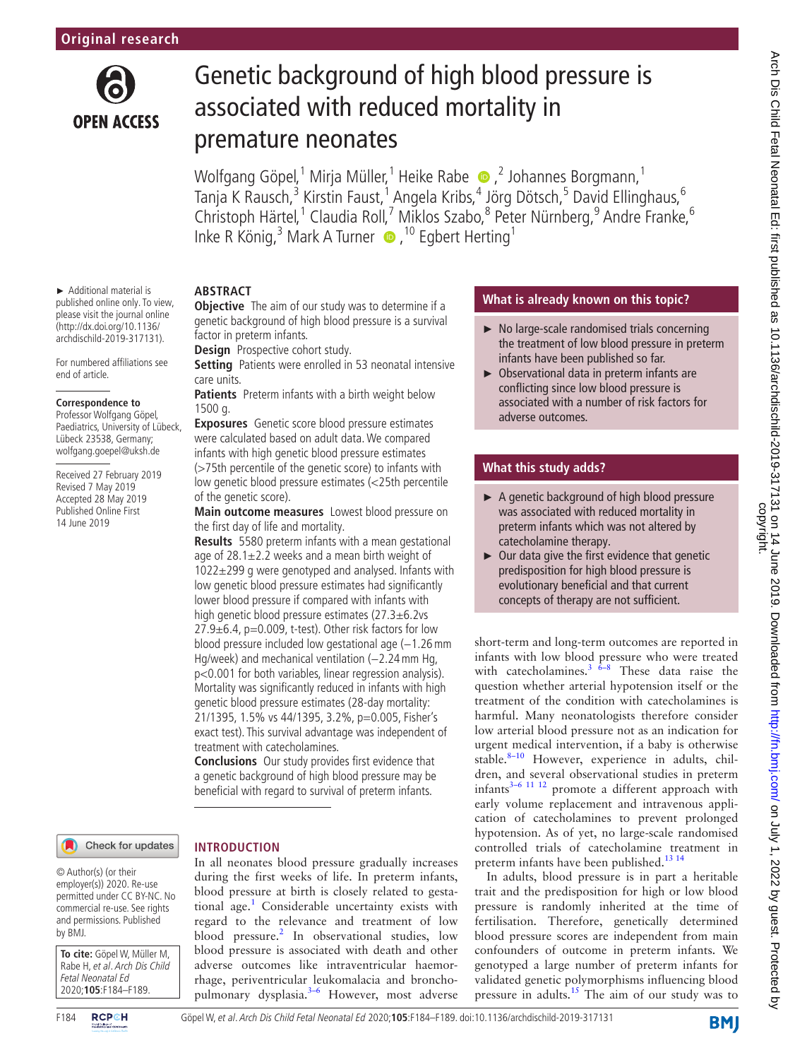Original research

# Genetic background of high blood pressure is associated with reduced mortality in premature neonates

Wolfgang Göpel,[1] Mirja Müller,[1] Heike Rabe,[2] Johannes Borgmann,[1] Tanja K Rausch,[3] Kirstin Faust,[1] Angela Kribs,[4] Jörg Dötsch,[5] David Ellinghaus,[6] Christoph Härtel,[1] Claudia Roll,[7] Miklos Szabo,[8] Peter Nürnberg,[9] Andre Franke,[6] Inke R König,[3] Mark A Turner,[10] Egbert Herting[1]

► Additional material is published online only. To view, please visit the journal online (http://dx.doi.org/10.1136/archdischild-2019-317131).

For numbered affiliations see end of article.

**Correspondence to**
Professor Wolfgang Göpel, Paediatrics, University of Lübeck, Lübeck 23538, Germany; wolfgang.goepel@uksh.de

Received 27 February 2019
Revised 7 May 2019
Accepted 28 May 2019
Published Online First 14 June 2019

## ABSTRACT

**Objective** The aim of our study was to determine if a genetic background of high blood pressure is a survival factor in preterm infants.

**Design** Prospective cohort study.

**Setting** Patients were enrolled in 53 neonatal intensive care units.

**Patients** Preterm infants with a birth weight below 1500 g.

**Exposures** Genetic score blood pressure estimates were calculated based on adult data. We compared infants with high genetic blood pressure estimates (>75th percentile of the genetic score) to infants with low genetic blood pressure estimates (<25th percentile of the genetic score).

**Main outcome measures** Lowest blood pressure on the first day of life and mortality.

**Results** 5580 preterm infants with a mean gestational age of 28.1±2.2 weeks and a mean birth weight of 1022±299 g were genotyped and analysed. Infants with low genetic blood pressure estimates had significantly lower blood pressure if compared with infants with high genetic blood pressure estimates (27.3±6.2vs 27.9±6.4, p=0.009, t-test). Other risk factors for low blood pressure included low gestational age (−1.26 mm Hg/week) and mechanical ventilation (−2.24 mm Hg, p<0.001 for both variables, linear regression analysis). Mortality was significantly reduced in infants with high genetic blood pressure estimates (28-day mortality: 21/1395, 1.5% vs 44/1395, 3.2%, p=0.005, Fisher's exact test). This survival advantage was independent of treatment with catecholamines.

**Conclusions** Our study provides first evidence that a genetic background of high blood pressure may be beneficial with regard to survival of preterm infants.

## What is already known on this topic?

- ► No large-scale randomised trials concerning the treatment of low blood pressure in preterm infants have been published so far.
- ► Observational data in preterm infants are conflicting since low blood pressure is associated with a number of risk factors for adverse outcomes.

## What this study adds?

- ► A genetic background of high blood pressure was associated with reduced mortality in preterm infants which was not altered by catecholamine therapy.
- ► Our data give the first evidence that genetic predisposition for high blood pressure is evolutionary beneficial and that current concepts of therapy are not sufficient.

## INTRODUCTION

In all neonates blood pressure gradually increases during the first weeks of life. In preterm infants, blood pressure at birth is closely related to gestational age.[1] Considerable uncertainty exists with regard to the relevance and treatment of low blood pressure.[2] In observational studies, low blood pressure is associated with death and other adverse outcomes like intraventricular haemorrhage, periventricular leukomalacia and bronchopulmonary dysplasia.[3–6] However, most adverse short-term and long-term outcomes are reported in infants with low blood pressure who were treated with catecholamines.[3 6–8] These data raise the question whether arterial hypotension itself or the treatment of the condition with catecholamines is harmful. Many neonatologists therefore consider low arterial blood pressure not as an indication for urgent medical intervention, if a baby is otherwise stable.[8–10] However, experience in adults, children, and several observational studies in preterm infants[3–6 11 12] promote a different approach with early volume replacement and intravenous application of catecholamines to prevent prolonged hypotension. As of yet, no large-scale randomised controlled trials of catecholamine treatment in preterm infants have been published.[13 14]

In adults, blood pressure is in part a heritable trait and the predisposition for high or low blood pressure is randomly inherited at the time of fertilisation. Therefore, genetically determined blood pressure scores are independent from main confounders of outcome in preterm infants. We genotyped a large number of preterm infants for validated genetic polymorphisms influencing blood pressure in adults.[15] The aim of our study was to

© Author(s) (or their employer(s)) 2020. Re-use permitted under CC BY-NC. No commercial re-use. See rights and permissions. Published by BMJ.

**To cite:** Göpel W, Müller M, Rabe H, et al. *Arch Dis Child Fetal Neonatal Ed* 2020;**105**:F184–F189.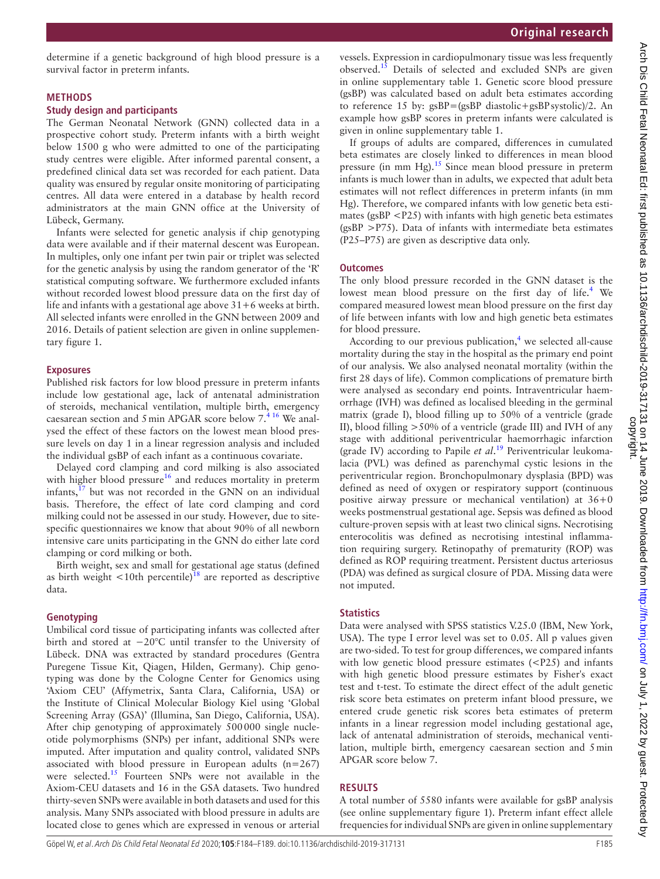determine if a genetic background of high blood pressure is a survival factor in preterm infants.

## METHODS

### Study design and participants

The German Neonatal Network (GNN) collected data in a prospective cohort study. Preterm infants with a birth weight below 1500 g who were admitted to one of the participating study centres were eligible. After informed parental consent, a predefined clinical data set was recorded for each patient. Data quality was ensured by regular onsite monitoring of participating centres. All data were entered in a database by health record administrators at the main GNN office at the University of Lübeck, Germany.

Infants were selected for genetic analysis if chip genotyping data were available and if their maternal descent was European. In multiples, only one infant per twin pair or triplet was selected for the genetic analysis by using the random generator of the 'R' statistical computing software. We furthermore excluded infants without recorded lowest blood pressure data on the first day of life and infants with a gestational age above 31+6 weeks at birth. All selected infants were enrolled in the GNN between 2009 and 2016. Details of patient selection are given in online supplementary figure 1.

### Exposures

Published risk factors for low blood pressure in preterm infants include low gestational age, lack of antenatal administration of steroids, mechanical ventilation, multiple birth, emergency caesarean section and 5 min APGAR score below 7.[4,16] We analysed the effect of these factors on the lowest mean blood pressure levels on day 1 in a linear regression analysis and included the individual gsBP of each infant as a continuous covariate.

Delayed cord clamping and cord milking is also associated with higher blood pressure[16] and reduces mortality in preterm infants,[17] but was not recorded in the GNN on an individual basis. Therefore, the effect of late cord clamping and cord milking could not be assessed in our study. However, due to site-specific questionnaires we know that about 90% of all newborn intensive care units participating in the GNN do either late cord clamping or cord milking or both.

Birth weight, sex and small for gestational age status (defined as birth weight <10th percentile)[18] are reported as descriptive data.

### Genotyping

Umbilical cord tissue of participating infants was collected after birth and stored at −20°C until transfer to the University of Lübeck. DNA was extracted by standard procedures (Gentra Puregene Tissue Kit, Qiagen, Hilden, Germany). Chip genotyping was done by the Cologne Center for Genomics using 'Axiom CEU' (Affymetrix, Santa Clara, California, USA) or the Institute of Clinical Molecular Biology Kiel using 'Global Screening Array (GSA)' (Illumina, San Diego, California, USA). After chip genotyping of approximately 500 000 single nucleotide polymorphisms (SNPs) per infant, additional SNPs were imputed. After imputation and quality control, validated SNPs associated with blood pressure in European adults (n=267) were selected.[15] Fourteen SNPs were not available in the Axiom-CEU datasets and 16 in the GSA datasets. Two hundred thirty-seven SNPs were available in both datasets and used for this analysis. Many SNPs associated with blood pressure in adults are located close to genes which are expressed in venous or arterial vessels. Expression in cardiopulmonary tissue was less frequently observed.[15] Details of selected and excluded SNPs are given in online supplementary table 1. Genetic score blood pressure (gsBP) was calculated based on adult beta estimates according to reference 15 by: gsBP=(gsBP diastolic+gsBP systolic)/2. An example how gsBP scores in preterm infants were calculated is given in online supplementary table 1.

If groups of adults are compared, differences in cumulated beta estimates are closely linked to differences in mean blood pressure (in mm Hg).[15] Since mean blood pressure in preterm infants is much lower than in adults, we expected that adult beta estimates will not reflect differences in preterm infants (in mm Hg). Therefore, we compared infants with low genetic beta estimates (gsBP <P25) with infants with high genetic beta estimates (gsBP >P75). Data of infants with intermediate beta estimates (P25–P75) are given as descriptive data only.

### Outcomes

The only blood pressure recorded in the GNN dataset is the lowest mean blood pressure on the first day of life.[4] We compared measured lowest mean blood pressure on the first day of life between infants with low and high genetic beta estimates for blood pressure.

According to our previous publication,[4] we selected all-cause mortality during the stay in the hospital as the primary end point of our analysis. We also analysed neonatal mortality (within the first 28 days of life). Common complications of premature birth were analysed as secondary end points. Intraventricular haemorrhage (IVH) was defined as localised bleeding in the germinal matrix (grade I), blood filling up to 50% of a ventricle (grade II), blood filling >50% of a ventricle (grade III) and IVH of any stage with additional periventricular haemorrhagic infarction (grade IV) according to Papile *et al*.[19] Periventricular leukomalacia (PVL) was defined as parenchymal cystic lesions in the periventricular region. Bronchopulmonary dysplasia (BPD) was defined as need of oxygen or respiratory support (continuous positive airway pressure or mechanical ventilation) at 36+0 weeks postmenstrual gestational age. Sepsis was defined as blood culture-proven sepsis with at least two clinical signs. Necrotising enterocolitis was defined as necrotising intestinal inflammation requiring surgery. Retinopathy of prematurity (ROP) was defined as ROP requiring treatment. Persistent ductus arteriosus (PDA) was defined as surgical closure of PDA. Missing data were not imputed.

### Statistics

Data were analysed with SPSS statistics V.25.0 (IBM, New York, USA). The type I error level was set to 0.05. All p values given are two-sided. To test for group differences, we compared infants with low genetic blood pressure estimates (<P25) and infants with high genetic blood pressure estimates by Fisher's exact test and t-test. To estimate the direct effect of the adult genetic risk score beta estimates on preterm infant blood pressure, we entered crude genetic risk scores beta estimates of preterm infants in a linear regression model including gestational age, lack of antenatal administration of steroids, mechanical ventilation, multiple birth, emergency caesarean section and 5 min APGAR score below 7.

## RESULTS

A total number of 5580 infants were available for gsBP analysis (see online supplementary figure 1). Preterm infant effect allele frequencies for individual SNPs are given in online supplementary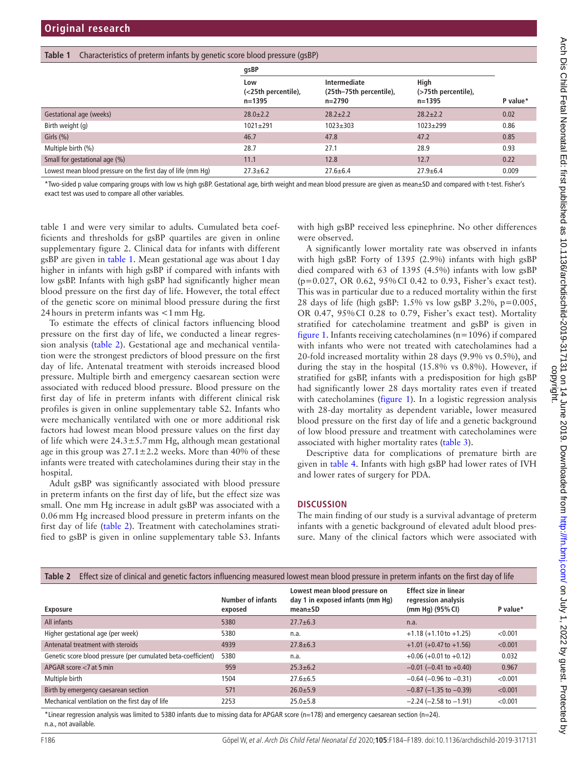**Table 1** Characteristics of preterm infants by genetic score blood pressure (gsBP)

| | gsBP | | | |
|---|---|---|---|---|
| | Low (<25th percentile), n=1395 | Intermediate (25th–75th percentile), n=2790 | High (>75th percentile), n=1395 | P value* |
| Gestational age (weeks) | 28.0±2.2 | 28.2±2.2 | 28.2±2.2 | 0.02 |
| Birth weight (g) | 1021±291 | 1023±303 | 1023±299 | 0.86 |
| Girls (%) | 46.7 | 47.8 | 47.2 | 0.85 |
| Multiple birth (%) | 28.7 | 27.1 | 28.9 | 0.93 |
| Small for gestational age (%) | 11.1 | 12.8 | 12.7 | 0.22 |
| Lowest mean blood pressure on the first day of life (mm Hg) | 27.3±6.2 | 27.6±6.4 | 27.9±6.4 | 0.009 |

*Two-sided p value comparing groups with low vs high gsBP. Gestational age, birth weight and mean blood pressure are given as mean±SD and compared with t-test. Fisher's exact test was used to compare all other variables.

table 1 and were very similar to adults. Cumulated beta coefficients and thresholds for gsBP quartiles are given in online supplementary figure 2. Clinical data for infants with different gsBP are given in table 1. Mean gestational age was about 1 day higher in infants with high gsBP if compared with infants with low gsBP. Infants with high gsBP had significantly higher mean blood pressure on the first day of life. However, the total effect of the genetic score on minimal blood pressure during the first 24 hours in preterm infants was <1 mm Hg.

To estimate the effects of clinical factors influencing blood pressure on the first day of life, we conducted a linear regression analysis (table 2). Gestational age and mechanical ventilation were the strongest predictors of blood pressure on the first day of life. Antenatal treatment with steroids increased blood pressure. Multiple birth and emergency caesarean section were associated with reduced blood pressure. Blood pressure on the first day of life in preterm infants with different clinical risk profiles is given in online supplementary table S2. Infants who were mechanically ventilated with one or more additional risk factors had lowest mean blood pressure values on the first day of life which were 24.3±5.7 mm Hg, although mean gestational age in this group was 27.1±2.2 weeks. More than 40% of these infants were treated with catecholamines during their stay in the hospital.

Adult gsBP was significantly associated with blood pressure in preterm infants on the first day of life, but the effect size was small. One mm Hg increase in adult gsBP was associated with a 0.06 mm Hg increased blood pressure in preterm infants on the first day of life (table 2). Treatment with catecholamines stratified to gsBP is given in online supplementary table S3. Infants with high gsBP received less epinephrine. No other differences were observed.

A significantly lower mortality rate was observed in infants with high gsBP. Forty of 1395 (2.9%) infants with high gsBP died compared with 63 of 1395 (4.5%) infants with low gsBP (p=0.027, OR 0.62, 95% CI 0.42 to 0.93, Fisher's exact test). This was in particular due to a reduced mortality within the first 28 days of life (high gsBP: 1.5% vs low gsBP 3.2%, p=0.005, OR 0.47, 95% CI 0.28 to 0.79, Fisher's exact test). Mortality stratified for catecholamine treatment and gsBP is given in figure 1. Infants receiving catecholamines (n=1096) if compared with infants who were not treated with catecholamines had a 20-fold increased mortality within 28 days (9.9% vs 0.5%), and during the stay in the hospital (15.8% vs 0.8%). However, if stratified for gsBP, infants with a predisposition for high gsBP had significantly lower 28 days mortality rates even if treated with catecholamines (figure 1). In a logistic regression analysis with 28-day mortality as dependent variable, lower measured blood pressure on the first day of life and a genetic background of low blood pressure and treatment with catecholamines were associated with higher mortality rates (table 3).

Descriptive data for complications of premature birth are given in table 4. Infants with high gsBP had lower rates of IVH and lower rates of surgery for PDA.

## DISCUSSION

The main finding of our study is a survival advantage of preterm infants with a genetic background of elevated adult blood pressure. Many of the clinical factors which were associated with

**Table 2** Effect size of clinical and genetic factors influencing measured lowest mean blood pressure in preterm infants on the first day of life

| Exposure | Number of infants exposed | Lowest mean blood pressure on day 1 in exposed infants (mm Hg) mean±SD | Effect size in linear regression analysis (mm Hg) (95% CI) | P value* |
|---|---|---|---|---|
| All infants | 5380 | 27.7±6.3 | n.a. | |
| Higher gestational age (per week) | 5380 | n.a. | +1.18 (+1.10 to +1.25) | <0.001 |
| Antenatal treatment with steroids | 4939 | 27.8±6.3 | +1.01 (+0.47 to +1.56) | <0.001 |
| Genetic score blood pressure (per cumulated beta-coefficient) | 5380 | n.a. | +0.06 (+0.01 to +0.12) | 0.032 |
| APGAR score <7 at 5 min | 959 | 25.3±6.2 | −0.01 (−0.41 to +0.40) | 0.967 |
| Multiple birth | 1504 | 27.6±6.5 | −0.64 (−0.96 to −0.31) | <0.001 |
| Birth by emergency caesarean section | 571 | 26.0±5.9 | −0.87 (−1.35 to −0.39) | <0.001 |
| Mechanical ventilation on the first day of life | 2253 | 25.0±5.8 | −2.24 (−2.58 to −1.91) | <0.001 |

*Linear regression analysis was limited to 5380 infants due to missing data for APGAR score (n=178) and emergency caesarean section (n=24).
n.a., not available.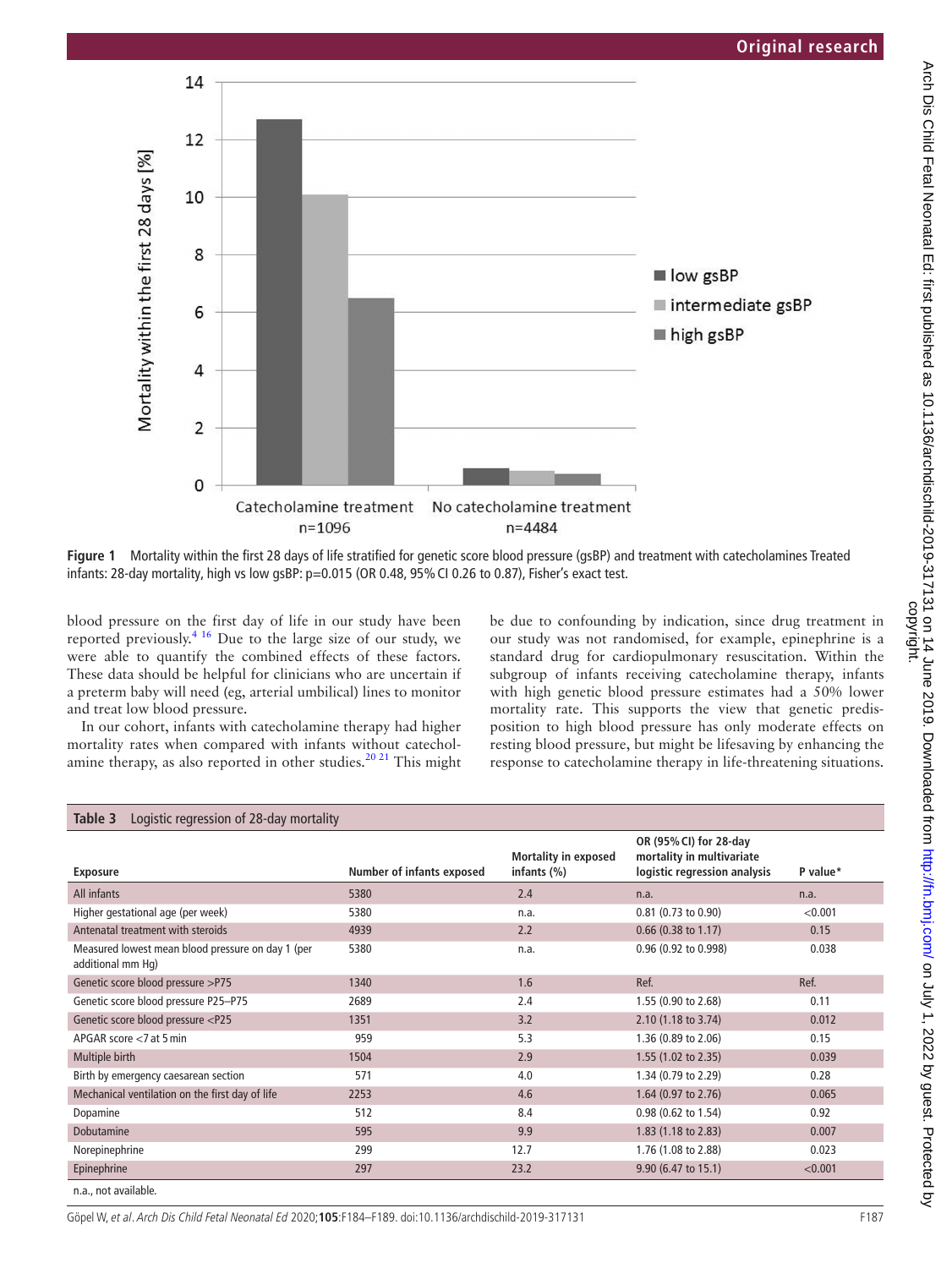Figure 1 Mortality within the first 28 days of life stratified for genetic score blood pressure (gsBP) and treatment with catecholamines Treated infants: 28-day mortality, high vs low gsBP: p=0.015 (OR 0.48, 95% CI 0.26 to 0.87), Fisher's exact test.

blood pressure on the first day of life in our study have been reported previously.[4,16] Due to the large size of our study, we were able to quantify the combined effects of these factors. These data should be helpful for clinicians who are uncertain if a preterm baby will need (eg, arterial umbilical) lines to monitor and treat low blood pressure.

In our cohort, infants with catecholamine therapy had higher mortality rates when compared with infants without catecholamine therapy, as also reported in other studies.[20,21] This might be due to confounding by indication, since drug treatment in our study was not randomised, for example, epinephrine is a standard drug for cardiopulmonary resuscitation. Within the subgroup of infants receiving catecholamine therapy, infants with high genetic blood pressure estimates had a 50% lower mortality rate. This supports the view that genetic predisposition to high blood pressure has only moderate effects on resting blood pressure, but might be lifesaving by enhancing the response to catecholamine therapy in life-threatening situations.

**Table 3** Logistic regression of 28-day mortality

| Exposure | Number of infants exposed | Mortality in exposed infants (%) | OR (95% CI) for 28-day mortality in multivariate logistic regression analysis | P value* |
|---|---|---|---|---|
| All infants | 5380 | 2.4 | n.a. | n.a. |
| Higher gestational age (per week) | 5380 | n.a. | 0.81 (0.73 to 0.90) | <0.001 |
| Antenatal treatment with steroids | 4939 | 2.2 | 0.66 (0.38 to 1.17) | 0.15 |
| Measured lowest mean blood pressure on day 1 (per additional mm Hg) | 5380 | n.a. | 0.96 (0.92 to 0.998) | 0.038 |
| Genetic score blood pressure >P75 | 1340 | 1.6 | Ref. | Ref. |
| Genetic score blood pressure P25–P75 | 2689 | 2.4 | 1.55 (0.90 to 2.68) | 0.11 |
| Genetic score blood pressure <P25 | 1351 | 3.2 | 2.10 (1.18 to 3.74) | 0.012 |
| APGAR score <7 at 5 min | 959 | 5.3 | 1.36 (0.89 to 2.06) | 0.15 |
| Multiple birth | 1504 | 2.9 | 1.55 (1.02 to 2.35) | 0.039 |
| Birth by emergency caesarean section | 571 | 4.0 | 1.34 (0.79 to 2.29) | 0.28 |
| Mechanical ventilation on the first day of life | 2253 | 4.6 | 1.64 (0.97 to 2.76) | 0.065 |
| Dopamine | 512 | 8.4 | 0.98 (0.62 to 1.54) | 0.92 |
| Dobutamine | 595 | 9.9 | 1.83 (1.18 to 2.83) | 0.007 |
| Norepinephrine | 299 | 12.7 | 1.76 (1.08 to 2.88) | 0.023 |
| Epinephrine | 297 | 23.2 | 9.90 (6.47 to 15.1) | <0.001 |

n.a., not available.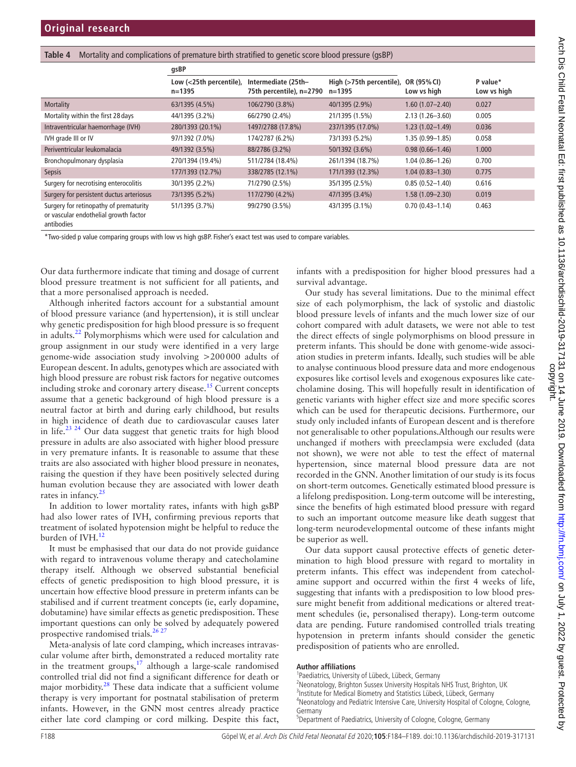**Table 4** Mortality and complications of premature birth stratified to genetic score blood pressure (gsBP)

| | gsBP | | | | |
|---|---|---|---|---|---|
| | Low (<25th percentile), n=1395 | Intermediate (25th–75th percentile), n=2790 | High (>75th percentile), n=1395 | OR (95% CI) Low vs high | P value* Low vs high |
| Mortality | 63/1395 (4.5%) | 106/2790 (3.8%) | 40/1395 (2.9%) | 1.60 (1.07–2.40) | 0.027 |
| Mortality within the first 28 days | 44/1395 (3.2%) | 66/2790 (2.4%) | 21/1395 (1.5%) | 2.13 (1.26–3.60) | 0.005 |
| Intraventricular haemorrhage (IVH) | 280/1393 (20.1%) | 1497/2788 (17.8%) | 237/1395 (17.0%) | 1.23 (1.02–1.49) | 0.036 |
| IVH grade III or IV | 97/1392 (7.0%) | 174/2787 (6.2%) | 73/1393 (5.2%) | 1.35 (0.99–1.85) | 0.058 |
| Periventricular leukomalacia | 49/1392 (3.5%) | 88/2786 (3.2%) | 50/1392 (3.6%) | 0.98 (0.66–1.46) | 1.000 |
| Bronchopulmonary dysplasia | 270/1394 (19.4%) | 511/2784 (18.4%) | 261/1394 (18.7%) | 1.04 (0.86–1.26) | 0.700 |
| Sepsis | 177/1393 (12.7%) | 338/2785 (12.1%) | 171/1393 (12.3%) | 1.04 (0.83–1.30) | 0.775 |
| Surgery for necrotising enterocolitis | 30/1395 (2.2%) | 71/2790 (2.5%) | 35/1395 (2.5%) | 0.85 (0.52–1.40) | 0.616 |
| Surgery for persistent ductus arteriosus | 73/1395 (5.2%) | 117/2790 (4.2%) | 47/1395 (3.4%) | 1.58 (1.09–2.30) | 0.019 |
| Surgery for retinopathy of prematurity or vascular endothelial growth factor antibodies | 51/1395 (3.7%) | 99/2790 (3.5%) | 43/1395 (3.1%) | 0.70 (0.43–1.14) | 0.463 |

*Two-sided p value comparing groups with low vs high gsBP. Fisher's exact test was used to compare variables.

Our data furthermore indicate that timing and dosage of current blood pressure treatment is not sufficient for all patients, and that a more personalised approach is needed.

Although inherited factors account for a substantial amount of blood pressure variance (and hypertension), it is still unclear why genetic predisposition for high blood pressure is so frequent in adults.[22] Polymorphisms which were used for calculation and group assignment in our study were identified in a very large genome-wide association study involving >200 000 adults of European descent. In adults, genotypes which are associated with high blood pressure are robust risk factors for negative outcomes including stroke and coronary artery disease.[15] Current concepts assume that a genetic background of high blood pressure is a neutral factor at birth and during early childhood, but results in high incidence of death due to cardiovascular causes later in life.[23 24] Our data suggest that genetic traits for high blood pressure in adults are also associated with higher blood pressure in very premature infants. It is reasonable to assume that these traits are also associated with higher blood pressure in neonates, raising the question if they have been positively selected during human evolution because they are associated with lower death rates in infancy.[25]

In addition to lower mortality rates, infants with high gsBP had also lower rates of IVH, confirming previous reports that treatment of isolated hypotension might be helpful to reduce the burden of IVH.[12]

It must be emphasised that our data do not provide guidance with regard to intravenous volume therapy and catecholamine therapy itself. Although we observed substantial beneficial effects of genetic predisposition to high blood pressure, it is uncertain how effective blood pressure in preterm infants can be stabilised and if current treatment concepts (ie, early dopamine, dobutamine) have similar effects as genetic predisposition. These important questions can only be solved by adequately powered prospective randomised trials.[26 27]

Meta-analysis of late cord clamping, which increases intravascular volume after birth, demonstrated a reduced mortality rate in the treatment groups,[17] although a large-scale randomised controlled trial did not find a significant difference for death or major morbidity.[28] These data indicate that a sufficient volume therapy is very important for postnatal stabilisation of preterm infants. However, in the GNN most centres already practice either late cord clamping or cord milking. Despite this fact, infants with a predisposition for higher blood pressures had a survival advantage.

Our study has several limitations. Due to the minimal effect size of each polymorphism, the lack of systolic and diastolic blood pressure levels of infants and the much lower size of our cohort compared with adult datasets, we were not able to test the direct effects of single polymorphisms on blood pressure in preterm infants. This should be done with genome-wide association studies in preterm infants. Ideally, such studies will be able to analyse continuous blood pressure data and more endogenous exposures like cortisol levels and exogenous exposures like catecholamine dosing. This will hopefully result in identification of genetic variants with higher effect size and more specific scores which can be used for therapeutic decisions. Furthermore, our study only included infants of European descent and is therefore not generalisable to other populations.Although our results were unchanged if mothers with preeclampsia were excluded (data not shown), we were not able to test the effect of maternal hypertension, since maternal blood pressure data are not recorded in the GNN. Another limitation of our study is its focus on short-term outcomes. Genetically estimated blood pressure is a lifelong predisposition. Long-term outcome will be interesting, since the benefits of high estimated blood pressure with regard to such an important outcome measure like death suggest that long-term neurodevelopmental outcome of these infants might be superior as well.

Our data support causal protective effects of genetic determination to high blood pressure with regard to mortality in preterm infants. This effect was independent from catecholamine support and occurred within the first 4 weeks of life, suggesting that infants with a predisposition to low blood pressure might benefit from additional medications or altered treatment schedules (ie, personalised therapy). Long-term outcome data are pending. Future randomised controlled trials treating hypotension in preterm infants should consider the genetic predisposition of patients who are enrolled.

**Author affiliations**

[1]Paediatrics, University of Lübeck, Lübeck, Germany
[2]Neonatology, Brighton Sussex University Hospitals NHS Trust, Brighton, UK
[3]Institute for Medical Biometry and Statistics Lübeck, Lübeck, Germany
[4]Neonatology and Pediatric Intensive Care, University Hospital of Cologne, Cologne, Germany
[5]Department of Paediatrics, University of Cologne, Cologne, Germany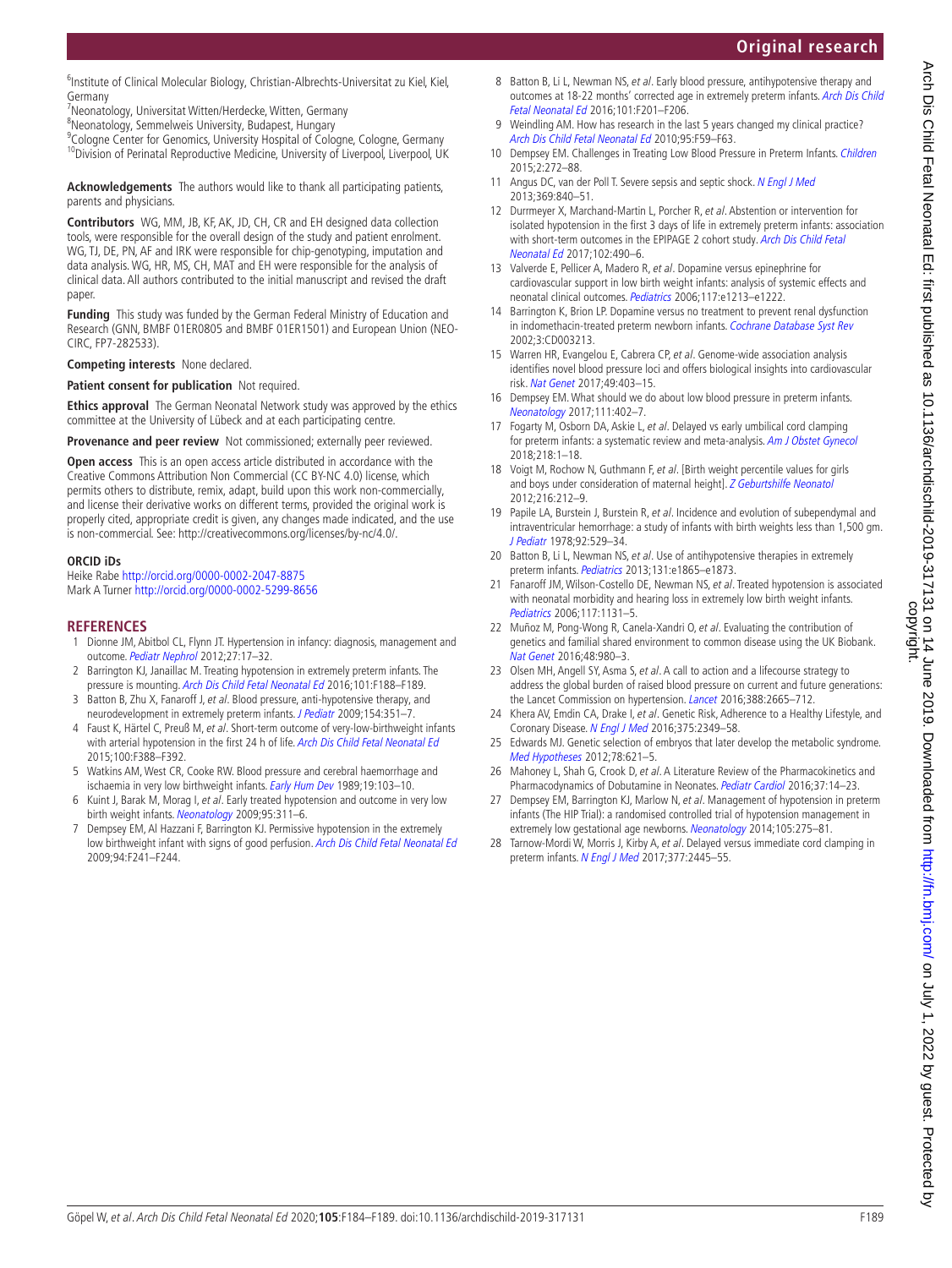[6]Institute of Clinical Molecular Biology, Christian-Albrechts-Universitat zu Kiel, Kiel, Germany
[7]Neonatology, Universitat Witten/Herdecke, Witten, Germany
[8]Neonatology, Semmelweis University, Budapest, Hungary
[9]Cologne Center for Genomics, University Hospital of Cologne, Cologne, Germany
[10]Division of Perinatal Reproductive Medicine, University of Liverpool, Liverpool, UK

**Acknowledgements** The authors would like to thank all participating patients, parents and physicians.

**Contributors** WG, MM, JB, KF, AK, JD, CH, CR and EH designed data collection tools, were responsible for the overall design of the study and patient enrolment. WG, TJ, DE, PN, AF and IRK were responsible for chip-genotyping, imputation and data analysis. WG, HR, MS, CH, MAT and EH were responsible for the analysis of clinical data. All authors contributed to the initial manuscript and revised the draft paper.

**Funding** This study was funded by the German Federal Ministry of Education and Research (GNN, BMBF 01ER0805 and BMBF 01ER1501) and European Union (NEO-CIRC, FP7-282533).

**Competing interests** None declared.

**Patient consent for publication** Not required.

**Ethics approval** The German Neonatal Network study was approved by the ethics committee at the University of Lübeck and at each participating centre.

**Provenance and peer review** Not commissioned; externally peer reviewed.

**Open access** This is an open access article distributed in accordance with the Creative Commons Attribution Non Commercial (CC BY-NC 4.0) license, which permits others to distribute, remix, adapt, build upon this work non-commercially, and license their derivative works on different terms, provided the original work is properly cited, appropriate credit is given, any changes made indicated, and the use is non-commercial. See: http://creativecommons.org/licenses/by-nc/4.0/.

### ORCID iDs

Heike Rabe http://orcid.org/0000-0002-2047-8875
Mark A Turner http://orcid.org/0000-0002-5299-8656

## REFERENCES

1. Dionne JM, Abitbol CL, Flynn JT. Hypertension in infancy: diagnosis, management and outcome. *Pediatr Nephrol* 2012;27:17–32.
2. Barrington KJ, Janaillac M. Treating hypotension in extremely preterm infants. The pressure is mounting. *Arch Dis Child Fetal Neonatal Ed* 2016;101:F188–F189.
3. Batton B, Zhu X, Fanaroff J, *et al*. Blood pressure, anti-hypotensive therapy, and neurodevelopment in extremely preterm infants. *J Pediatr* 2009;154:351–7.
4. Faust K, Härtel C, Preuß M, *et al*. Short-term outcome of very-low-birthweight infants with arterial hypotension in the first 24 h of life. *Arch Dis Child Fetal Neonatal Ed* 2015;100:F388–F392.
5. Watkins AM, West CR, Cooke RW. Blood pressure and cerebral haemorrhage and ischaemia in very low birthweight infants. *Early Hum Dev* 1989;19:103–10.
6. Kuint J, Barak M, Morag I, *et al*. Early treated hypotension and outcome in very low birth weight infants. *Neonatology* 2009;95:311–6.
7. Dempsey EM, Al Hazzani F, Barrington KJ. Permissive hypotension in the extremely low birthweight infant with signs of good perfusion. *Arch Dis Child Fetal Neonatal Ed* 2009;94:F241–F244.
8. Batton B, Li L, Newman NS, *et al*. Early blood pressure, antihypotensive therapy and outcomes at 18-22 months' corrected age in extremely preterm infants. *Arch Dis Child Fetal Neonatal Ed* 2016;101:F201–F206.
9. Weindling AM. How has research in the last 5 years changed my clinical practice? *Arch Dis Child Fetal Neonatal Ed* 2010;95:F59–F63.
10. Dempsey EM. Challenges in Treating Low Blood Pressure in Preterm Infants. *Children* 2015;2:272–88.
11. Angus DC, van der Poll T. Severe sepsis and septic shock. *N Engl J Med* 2013;369:840–51.
12. Durrmeyer X, Marchand-Martin L, Porcher R, *et al*. Abstention or intervention for isolated hypotension in the first 3 days of life in extremely preterm infants: association with short-term outcomes in the EPIPAGE 2 cohort study. *Arch Dis Child Fetal Neonatal Ed* 2017;102:490–6.
13. Valverde E, Pellicer A, Madero R, *et al*. Dopamine versus epinephrine for cardiovascular support in low birth weight infants: analysis of systemic effects and neonatal clinical outcomes. *Pediatrics* 2006;117:e1213–e1222.
14. Barrington K, Brion LP. Dopamine versus no treatment to prevent renal dysfunction in indomethacin-treated preterm newborn infants. *Cochrane Database Syst Rev* 2002;3:CD003213.
15. Warren HR, Evangelou E, Cabrera CP, *et al*. Genome-wide association analysis identifies novel blood pressure loci and offers biological insights into cardiovascular risk. *Nat Genet* 2017;49:403–15.
16. Dempsey EM. What should we do about low blood pressure in preterm infants. *Neonatology* 2017;111:402–7.
17. Fogarty M, Osborn DA, Askie L, *et al*. Delayed vs early umbilical cord clamping for preterm infants: a systematic review and meta-analysis. *Am J Obstet Gynecol* 2018;218:1–18.
18. Voigt M, Rochow N, Guthmann F, *et al*. [Birth weight percentile values for girls and boys under consideration of maternal height]. *Z Geburtshilfe Neonatol* 2012;216:212–9.
19. Papile LA, Burstein J, Burstein R, *et al*. Incidence and evolution of subependymal and intraventricular hemorrhage: a study of infants with birth weights less than 1,500 gm. *J Pediatr* 1978;92:529–34.
20. Batton B, Li L, Newman NS, *et al*. Use of antihypotensive therapies in extremely preterm infants. *Pediatrics* 2013;131:e1865–e1873.
21. Fanaroff JM, Wilson-Costello DE, Newman NS, *et al*. Treated hypotension is associated with neonatal morbidity and hearing loss in extremely low birth weight infants. *Pediatrics* 2006;117:1131–5.
22. Muñoz M, Pong-Wong R, Canela-Xandri O, *et al*. Evaluating the contribution of genetics and familial shared environment to common disease using the UK Biobank. *Nat Genet* 2016;48:980–3.
23. Olsen MH, Angell SY, Asma S, *et al*. A call to action and a lifecourse strategy to address the global burden of raised blood pressure on current and future generations: the Lancet Commission on hypertension. *Lancet* 2016;388:2665–712.
24. Khera AV, Emdin CA, Drake I, *et al*. Genetic Risk, Adherence to a Healthy Lifestyle, and Coronary Disease. *N Engl J Med* 2016;375:2349–58.
25. Edwards MJ. Genetic selection of embryos that later develop the metabolic syndrome. *Med Hypotheses* 2012;78:621–5.
26. Mahoney L, Shah G, Crook D, *et al*. A Literature Review of the Pharmacokinetics and Pharmacodynamics of Dobutamine in Neonates. *Pediatr Cardiol* 2016;37:14–23.
27. Dempsey EM, Barrington KJ, Marlow N, *et al*. Management of hypotension in preterm infants (The HIP Trial): a randomised controlled trial of hypotension management in extremely low gestational age newborns. *Neonatology* 2014;105:275–81.
28. Tarnow-Mordi W, Morris J, Kirby A, *et al*. Delayed versus immediate cord clamping in preterm infants. *N Engl J Med* 2017;377:2445–55.